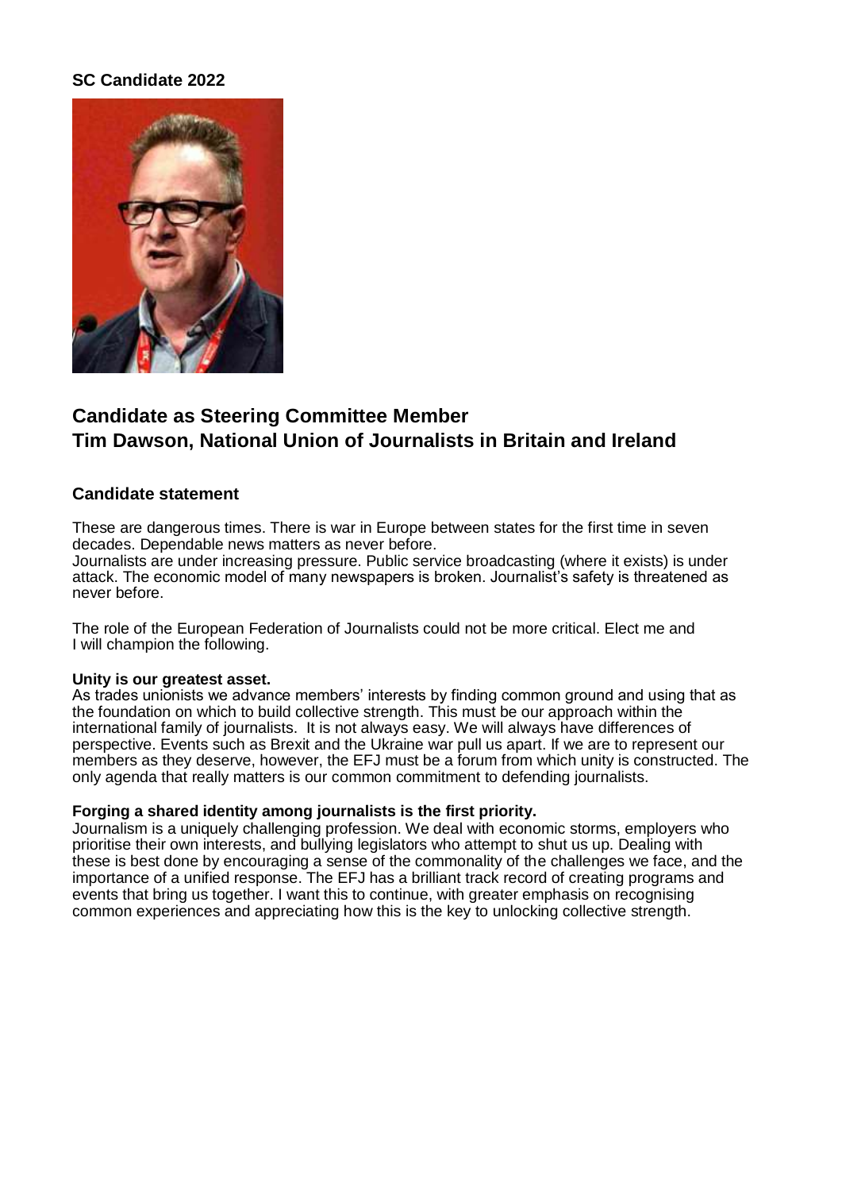**SC Candidate 2022**

## Candidate as Steering Committee Member
## Tim Dawson, National Union of Journalists in Britain and Ireland

### Candidate statement

These are dangerous times. There is war in Europe between states for the first time in seven decades. Dependable news matters as never before.
Journalists are under increasing pressure. Public service broadcasting (where it exists) is under attack. The economic model of many newspapers is broken. Journalist's safety is threatened as never before.

The role of the European Federation of Journalists could not be more critical. Elect me and I will champion the following.

**Unity is our greatest asset.**
As trades unionists we advance members' interests by finding common ground and using that as the foundation on which to build collective strength. This must be our approach within the international family of journalists. It is not always easy. We will always have differences of perspective. Events such as Brexit and the Ukraine war pull us apart. If we are to represent our members as they deserve, however, the EFJ must be a forum from which unity is constructed. The only agenda that really matters is our common commitment to defending journalists.

**Forging a shared identity among journalists is the first priority.**
Journalism is a uniquely challenging profession. We deal with economic storms, employers who prioritise their own interests, and bullying legislators who attempt to shut us up. Dealing with these is best done by encouraging a sense of the commonality of the challenges we face, and the importance of a unified response. The EFJ has a brilliant track record of creating programs and events that bring us together. I want this to continue, with greater emphasis on recognising common experiences and appreciating how this is the key to unlocking collective strength.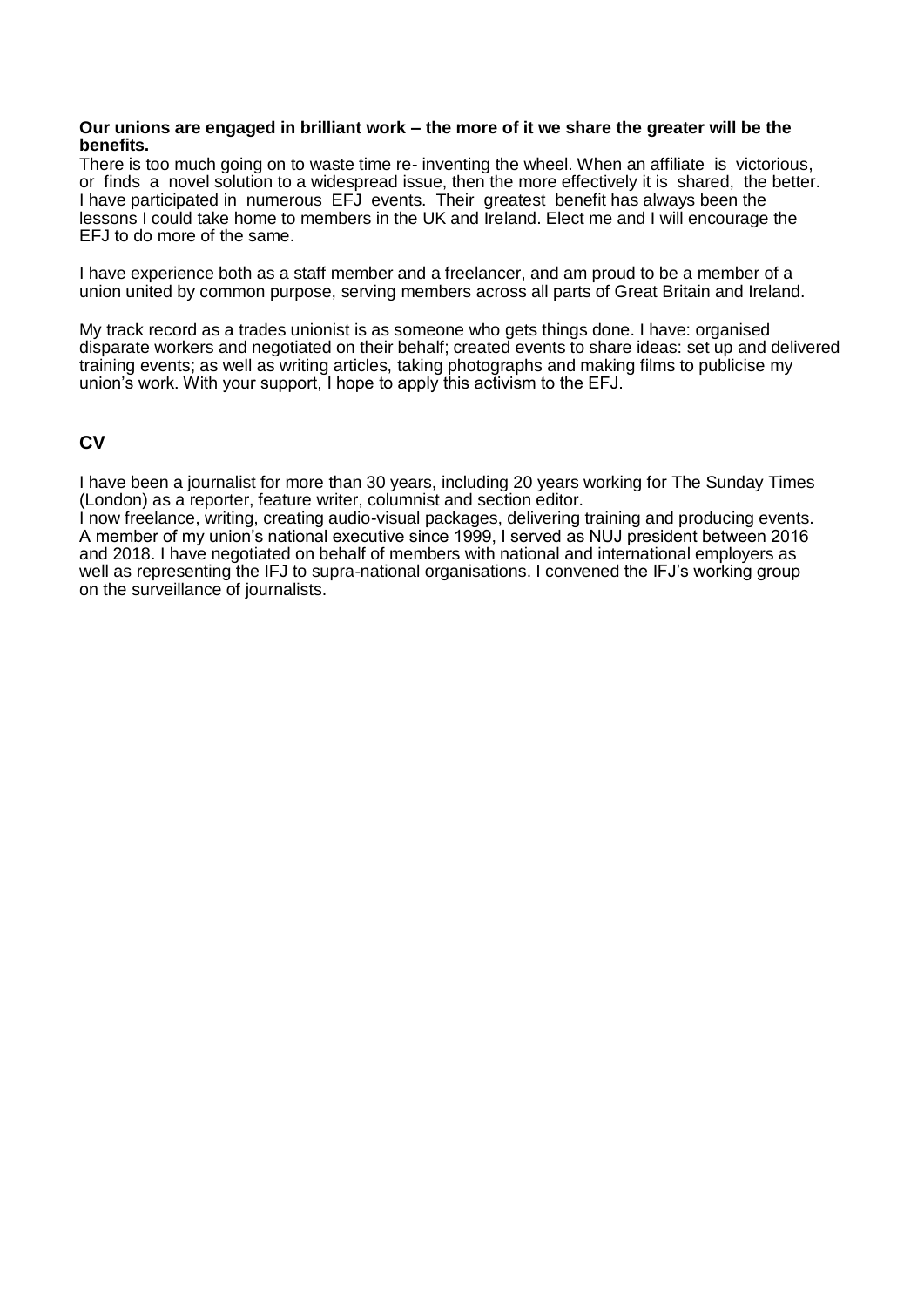**Our unions are engaged in brilliant work – the more of it we share the greater will be the benefits.**
There is too much going on to waste time re- inventing the wheel. When an affiliate is victorious, or finds a novel solution to a widespread issue, then the more effectively it is shared, the better. I have participated in numerous EFJ events. Their greatest benefit has always been the lessons I could take home to members in the UK and Ireland. Elect me and I will encourage the EFJ to do more of the same.

I have experience both as a staff member and a freelancer, and am proud to be a member of a union united by common purpose, serving members across all parts of Great Britain and Ireland.

My track record as a trades unionist is as someone who gets things done. I have: organised disparate workers and negotiated on their behalf; created events to share ideas: set up and delivered training events; as well as writing articles, taking photographs and making films to publicise my union's work. With your support, I hope to apply this activism to the EFJ.

## CV

I have been a journalist for more than 30 years, including 20 years working for The Sunday Times (London) as a reporter, feature writer, columnist and section editor.
I now freelance, writing, creating audio-visual packages, delivering training and producing events. A member of my union's national executive since 1999, I served as NUJ president between 2016 and 2018. I have negotiated on behalf of members with national and international employers as well as representing the IFJ to supra-national organisations. I convened the IFJ's working group on the surveillance of journalists.